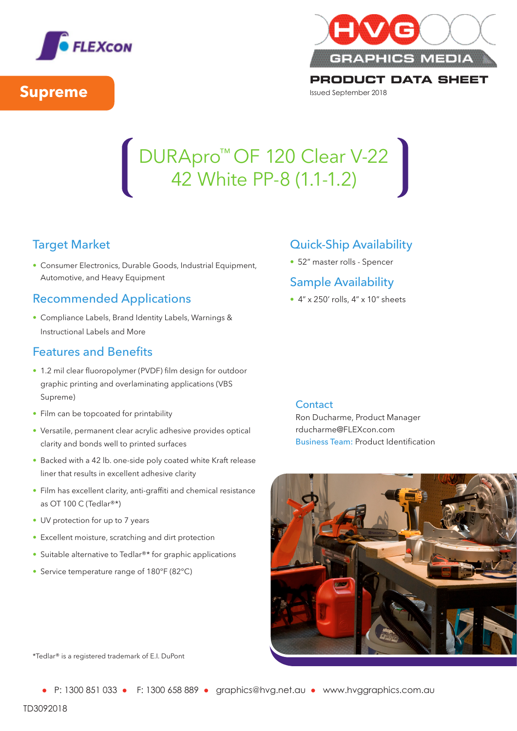FLEXCON

HVG GRAPHICS MEDIA

**PRODUCT DATA SHEET**

Issued September 2018

**Supreme**

# DURApro™ OF 120 Clear V-22 42 White PP-8 (1.1-1.2)

## Target Market

- Consumer Electronics, Durable Goods, Industrial Equipment, Automotive, and Heavy Equipment

## Recommended Applications

- Compliance Labels, Brand Identity Labels, Warnings & Instructional Labels and More

## Features and Benefits

- 1.2 mil clear fluoropolymer (PVDF) film design for outdoor graphic printing and overlaminating applications (VBS Supreme)
- Film can be topcoated for printability
- Versatile, permanent clear acrylic adhesive provides optical clarity and bonds well to printed surfaces
- Backed with a 42 lb. one-side poly coated white Kraft release liner that results in excellent adhesive clarity
- Film has excellent clarity, anti-graffiti and chemical resistance as OT 100 C (Tedlar®*)
- UV protection for up to 7 years
- Excellent moisture, scratching and dirt protection
- Suitable alternative to Tedlar®* for graphic applications
- Service temperature range of 180°F (82°C)

## Quick-Ship Availability

- 52" master rolls - Spencer

## Sample Availability

- 4" x 250' rolls, 4" x 10" sheets

## Contact

Ron Ducharme, Product Manager
rducharme@FLEXcon.com
Business Team: Product Identification

*Tedlar® is a registered trademark of E.I. DuPont

- P: 1300 851 033 • F: 1300 658 889 • graphics@hvg.net.au • www.hvggraphics.com.au

TD3092018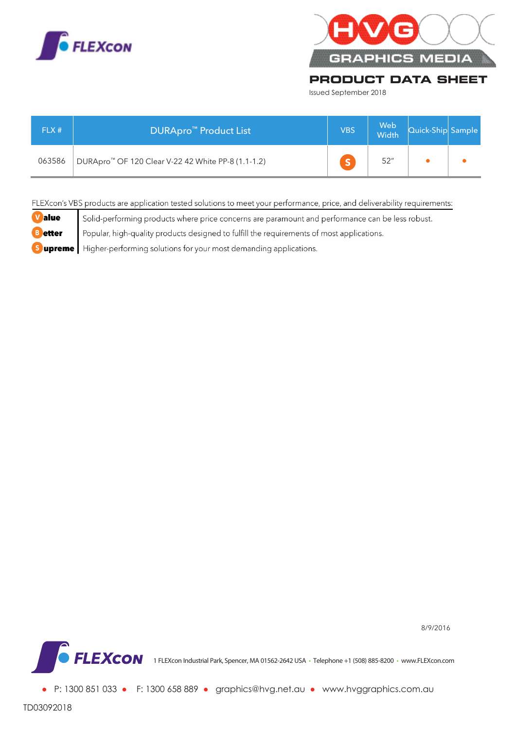PRODUCT DATA SHEET

Issued September 2018

| FLX # | DURApro™ Product List | VBS | Web Width | Quick-Ship | Sample |
|---|---|---|---|---|---|
| 063586 | DURApro™ OF 120 Clear V-22 42 White PP-8 (1.1-1.2) | S | 52" | • | • |

FLEXcon's VBS products are application tested solutions to meet your performance, price, and deliverability requirements:

| | |
|---|---|
| **Value** | Solid-performing products where price concerns are paramount and performance can be less robust. |
| **Better** | Popular, high-quality products designed to fulfill the requirements of most applications. |
| **Supreme** | Higher-performing solutions for your most demanding applications. |

8/9/2016

1 FLEXcon Industrial Park, Spencer, MA 01562-2642 USA • Telephone +1 (508) 885-8200 • www.FLEXcon.com

• P: 1300 851 033 • F: 1300 658 889 • graphics@hvg.net.au • www.hvggraphics.com.au

TD03092018